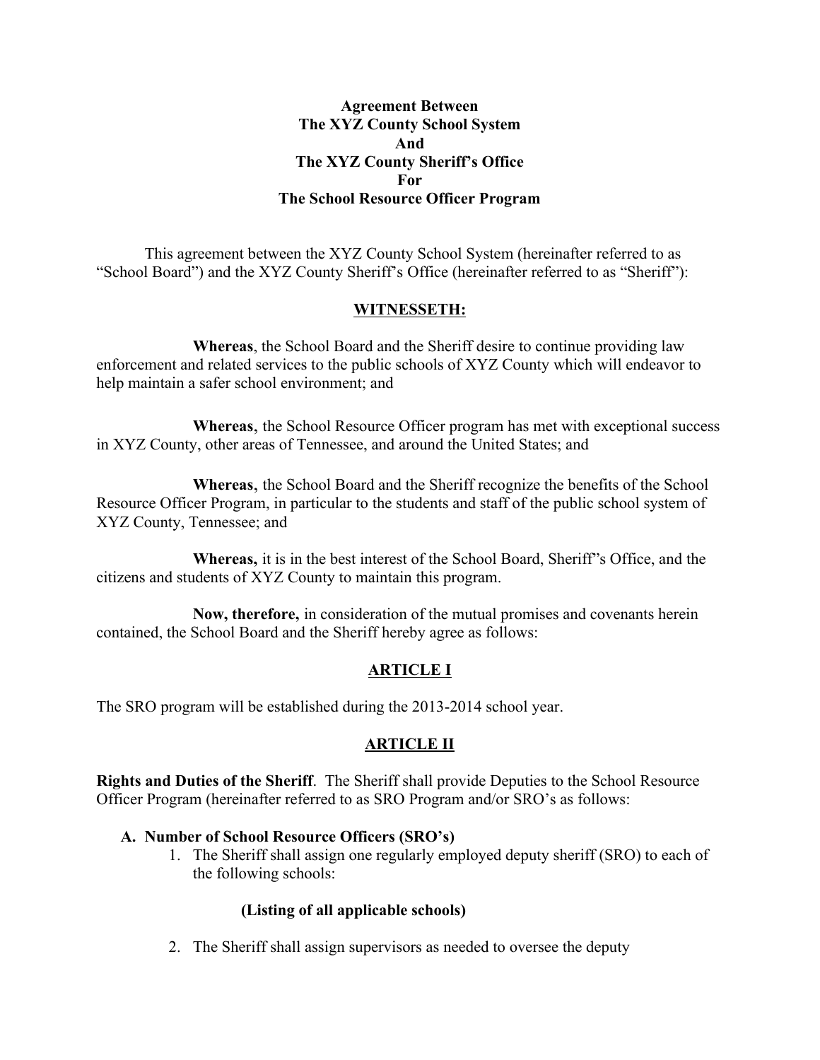**Agreement Between**
**The XYZ County School System**
**And**
**The XYZ County Sheriff's Office**
**For**
**The School Resource Officer Program**

This agreement between the XYZ County School System (hereinafter referred to as "School Board") and the XYZ County Sheriff's Office (hereinafter referred to as "Sheriff"):

## WITNESSETH:

**Whereas**, the School Board and the Sheriff desire to continue providing law enforcement and related services to the public schools of XYZ County which will endeavor to help maintain a safer school environment; and

**Whereas**, the School Resource Officer program has met with exceptional success in XYZ County, other areas of Tennessee, and around the United States; and

**Whereas**, the School Board and the Sheriff recognize the benefits of the School Resource Officer Program, in particular to the students and staff of the public school system of XYZ County, Tennessee; and

**Whereas,** it is in the best interest of the School Board, Sheriff's Office, and the citizens and students of XYZ County to maintain this program.

**Now, therefore,** in consideration of the mutual promises and covenants herein contained, the School Board and the Sheriff hereby agree as follows:

## ARTICLE I

The SRO program will be established during the 2013-2014 school year.

## ARTICLE II

**Rights and Duties of the Sheriff**. The Sheriff shall provide Deputies to the School Resource Officer Program (hereinafter referred to as SRO Program and/or SRO's as follows:

**A. Number of School Resource Officers (SRO's)**

1. The Sheriff shall assign one regularly employed deputy sheriff (SRO) to each of the following schools:

   **(Listing of all applicable schools)**

2. The Sheriff shall assign supervisors as needed to oversee the deputy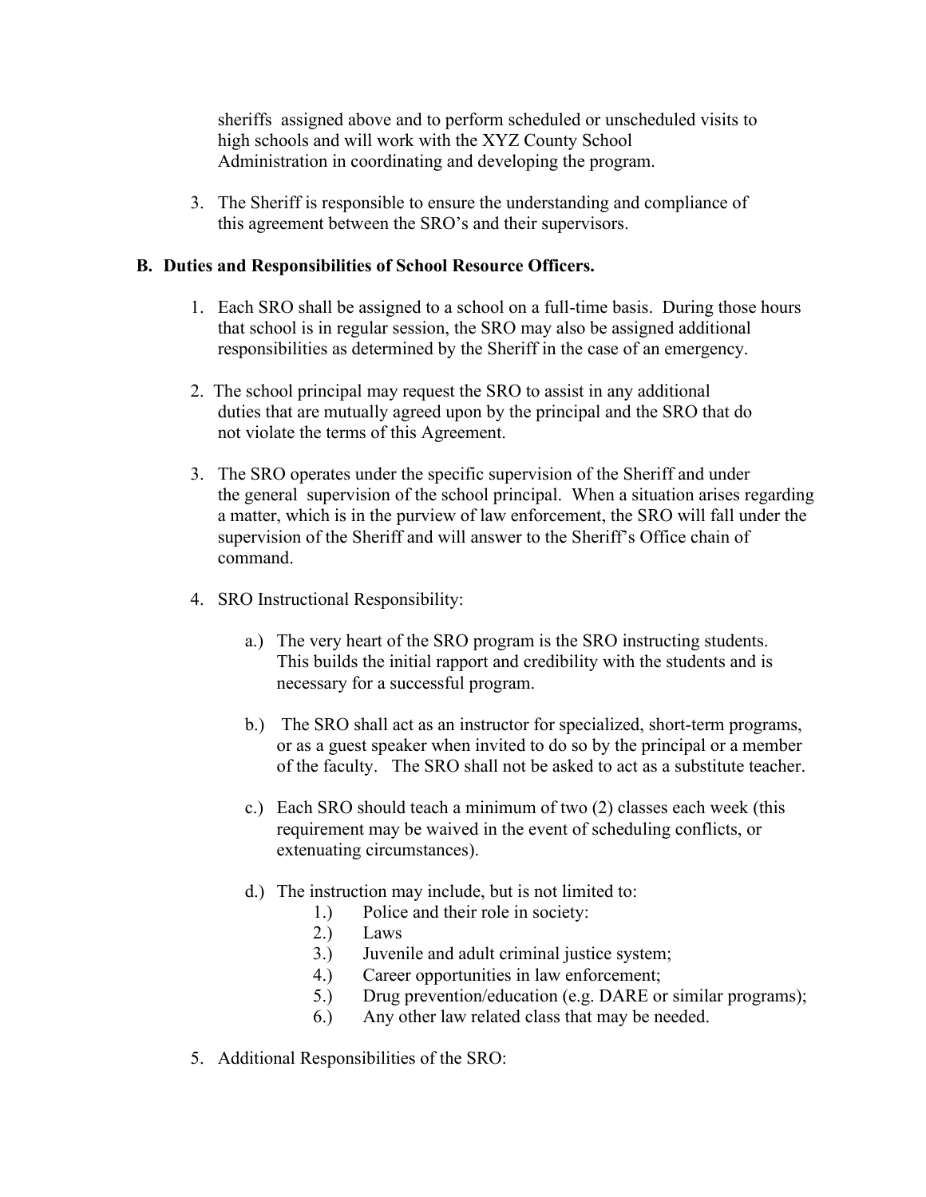sheriffs assigned above and to perform scheduled or unscheduled visits to high schools and will work with the XYZ County School Administration in coordinating and developing the program.

3. The Sheriff is responsible to ensure the understanding and compliance of this agreement between the SRO's and their supervisors.

**B. Duties and Responsibilities of School Resource Officers.**

1. Each SRO shall be assigned to a school on a full-time basis. During those hours that school is in regular session, the SRO may also be assigned additional responsibilities as determined by the Sheriff in the case of an emergency.

2. The school principal may request the SRO to assist in any additional duties that are mutually agreed upon by the principal and the SRO that do not violate the terms of this Agreement.

3. The SRO operates under the specific supervision of the Sheriff and under the general supervision of the school principal. When a situation arises regarding a matter, which is in the purview of law enforcement, the SRO will fall under the supervision of the Sheriff and will answer to the Sheriff's Office chain of command.

4. SRO Instructional Responsibility:

   a.) The very heart of the SRO program is the SRO instructing students. This builds the initial rapport and credibility with the students and is necessary for a successful program.

   b.) The SRO shall act as an instructor for specialized, short-term programs, or as a guest speaker when invited to do so by the principal or a member of the faculty. The SRO shall not be asked to act as a substitute teacher.

   c.) Each SRO should teach a minimum of two (2) classes each week (this requirement may be waived in the event of scheduling conflicts, or extenuating circumstances).

   d.) The instruction may include, but is not limited to:
      1.) Police and their role in society:
      2.) Laws
      3.) Juvenile and adult criminal justice system;
      4.) Career opportunities in law enforcement;
      5.) Drug prevention/education (e.g. DARE or similar programs);
      6.) Any other law related class that may be needed.

5. Additional Responsibilities of the SRO: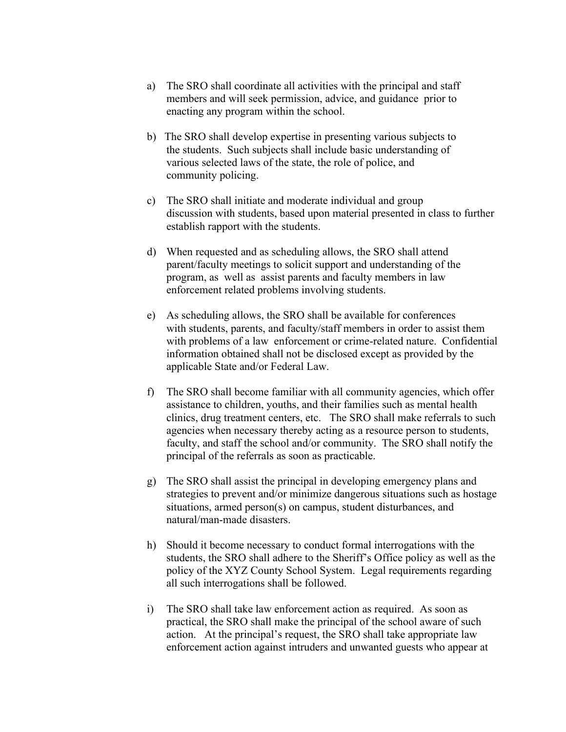a) The SRO shall coordinate all activities with the principal and staff members and will seek permission, advice, and guidance prior to enacting any program within the school.

b) The SRO shall develop expertise in presenting various subjects to the students. Such subjects shall include basic understanding of various selected laws of the state, the role of police, and community policing.

c) The SRO shall initiate and moderate individual and group discussion with students, based upon material presented in class to further establish rapport with the students.

d) When requested and as scheduling allows, the SRO shall attend parent/faculty meetings to solicit support and understanding of the program, as well as assist parents and faculty members in law enforcement related problems involving students.

e) As scheduling allows, the SRO shall be available for conferences with students, parents, and faculty/staff members in order to assist them with problems of a law enforcement or crime-related nature. Confidential information obtained shall not be disclosed except as provided by the applicable State and/or Federal Law.

f) The SRO shall become familiar with all community agencies, which offer assistance to children, youths, and their families such as mental health clinics, drug treatment centers, etc. The SRO shall make referrals to such agencies when necessary thereby acting as a resource person to students, faculty, and staff the school and/or community. The SRO shall notify the principal of the referrals as soon as practicable.

g) The SRO shall assist the principal in developing emergency plans and strategies to prevent and/or minimize dangerous situations such as hostage situations, armed person(s) on campus, student disturbances, and natural/man-made disasters.

h) Should it become necessary to conduct formal interrogations with the students, the SRO shall adhere to the Sheriff's Office policy as well as the policy of the XYZ County School System. Legal requirements regarding all such interrogations shall be followed.

i) The SRO shall take law enforcement action as required. As soon as practical, the SRO shall make the principal of the school aware of such action. At the principal's request, the SRO shall take appropriate law enforcement action against intruders and unwanted guests who appear at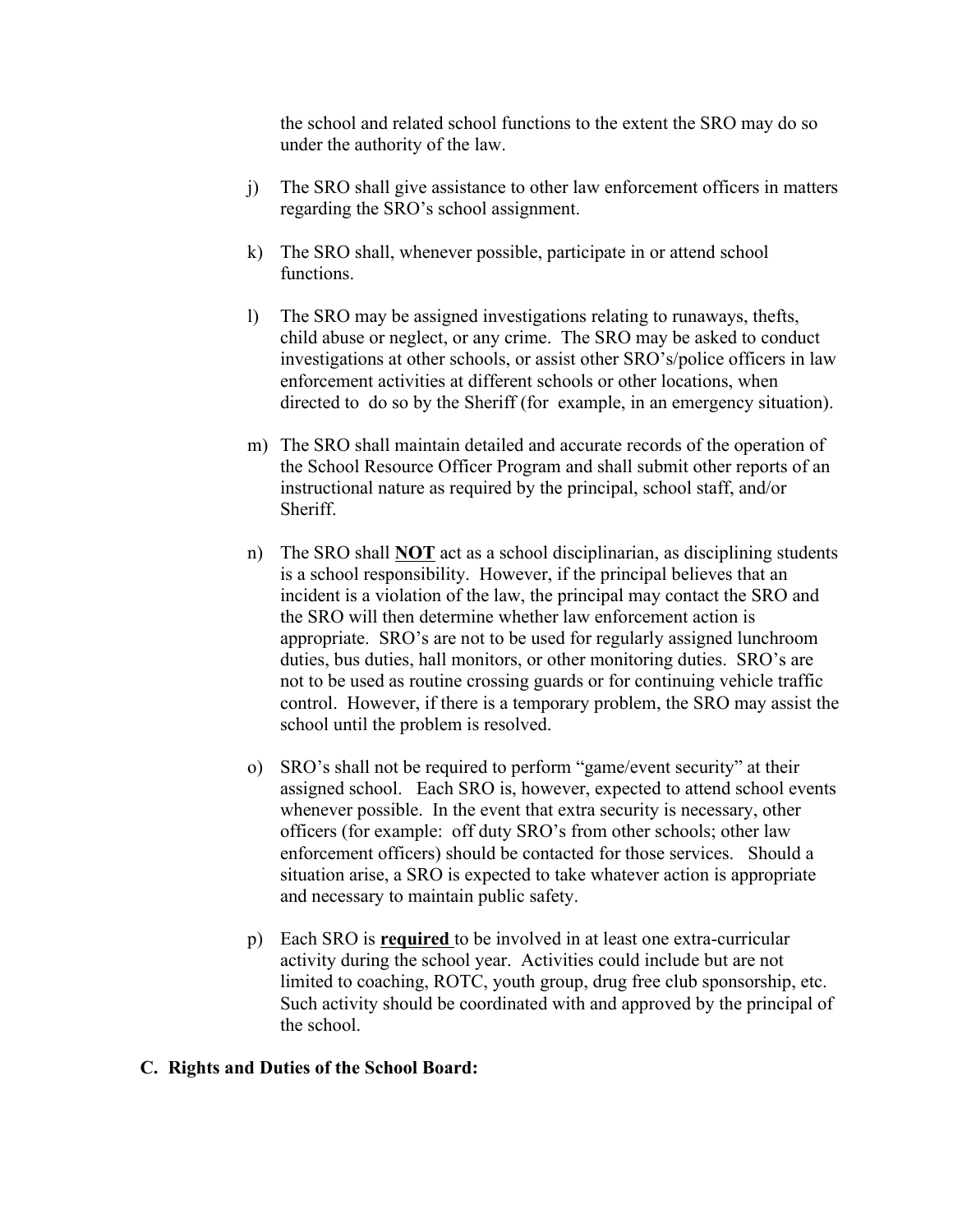the school and related school functions to the extent the SRO may do so under the authority of the law.

j) The SRO shall give assistance to other law enforcement officers in matters regarding the SRO's school assignment.

k) The SRO shall, whenever possible, participate in or attend school functions.

l) The SRO may be assigned investigations relating to runaways, thefts, child abuse or neglect, or any crime. The SRO may be asked to conduct investigations at other schools, or assist other SRO's/police officers in law enforcement activities at different schools or other locations, when directed to do so by the Sheriff (for example, in an emergency situation).

m) The SRO shall maintain detailed and accurate records of the operation of the School Resource Officer Program and shall submit other reports of an instructional nature as required by the principal, school staff, and/or Sheriff.

n) The SRO shall **NOT** act as a school disciplinarian, as disciplining students is a school responsibility. However, if the principal believes that an incident is a violation of the law, the principal may contact the SRO and the SRO will then determine whether law enforcement action is appropriate. SRO's are not to be used for regularly assigned lunchroom duties, bus duties, hall monitors, or other monitoring duties. SRO's are not to be used as routine crossing guards or for continuing vehicle traffic control. However, if there is a temporary problem, the SRO may assist the school until the problem is resolved.

o) SRO's shall not be required to perform "game/event security" at their assigned school. Each SRO is, however, expected to attend school events whenever possible. In the event that extra security is necessary, other officers (for example: off duty SRO's from other schools; other law enforcement officers) should be contacted for those services. Should a situation arise, a SRO is expected to take whatever action is appropriate and necessary to maintain public safety.

p) Each SRO is **required** to be involved in at least one extra-curricular activity during the school year. Activities could include but are not limited to coaching, ROTC, youth group, drug free club sponsorship, etc. Such activity should be coordinated with and approved by the principal of the school.

### C. Rights and Duties of the School Board: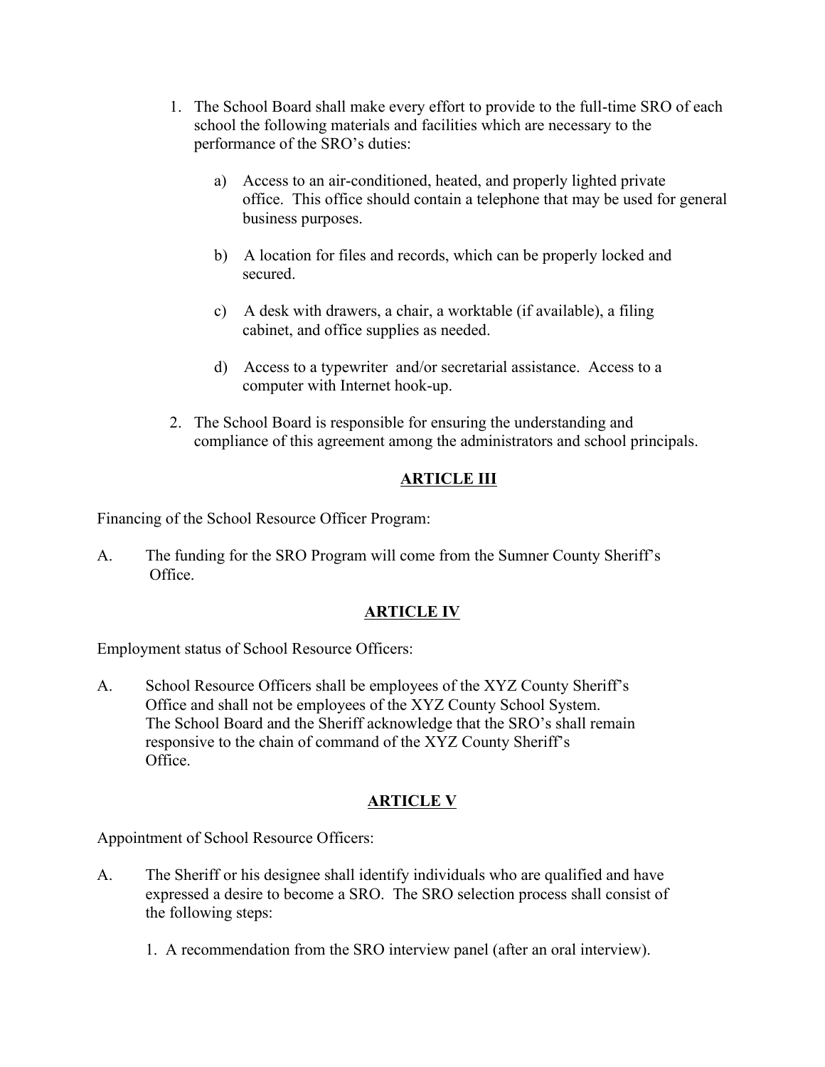1. The School Board shall make every effort to provide to the full-time SRO of each school the following materials and facilities which are necessary to the performance of the SRO's duties:

   a) Access to an air-conditioned, heated, and properly lighted private office. This office should contain a telephone that may be used for general business purposes.

   b) A location for files and records, which can be properly locked and secured.

   c) A desk with drawers, a chair, a worktable (if available), a filing cabinet, and office supplies as needed.

   d) Access to a typewriter and/or secretarial assistance. Access to a computer with Internet hook-up.

2. The School Board is responsible for ensuring the understanding and compliance of this agreement among the administrators and school principals.

## ARTICLE III

Financing of the School Resource Officer Program:

A. The funding for the SRO Program will come from the Sumner County Sheriff's Office.

## ARTICLE IV

Employment status of School Resource Officers:

A. School Resource Officers shall be employees of the XYZ County Sheriff's Office and shall not be employees of the XYZ County School System. The School Board and the Sheriff acknowledge that the SRO's shall remain responsive to the chain of command of the XYZ County Sheriff's Office.

## ARTICLE V

Appointment of School Resource Officers:

A. The Sheriff or his designee shall identify individuals who are qualified and have expressed a desire to become a SRO. The SRO selection process shall consist of the following steps:

   1. A recommendation from the SRO interview panel (after an oral interview).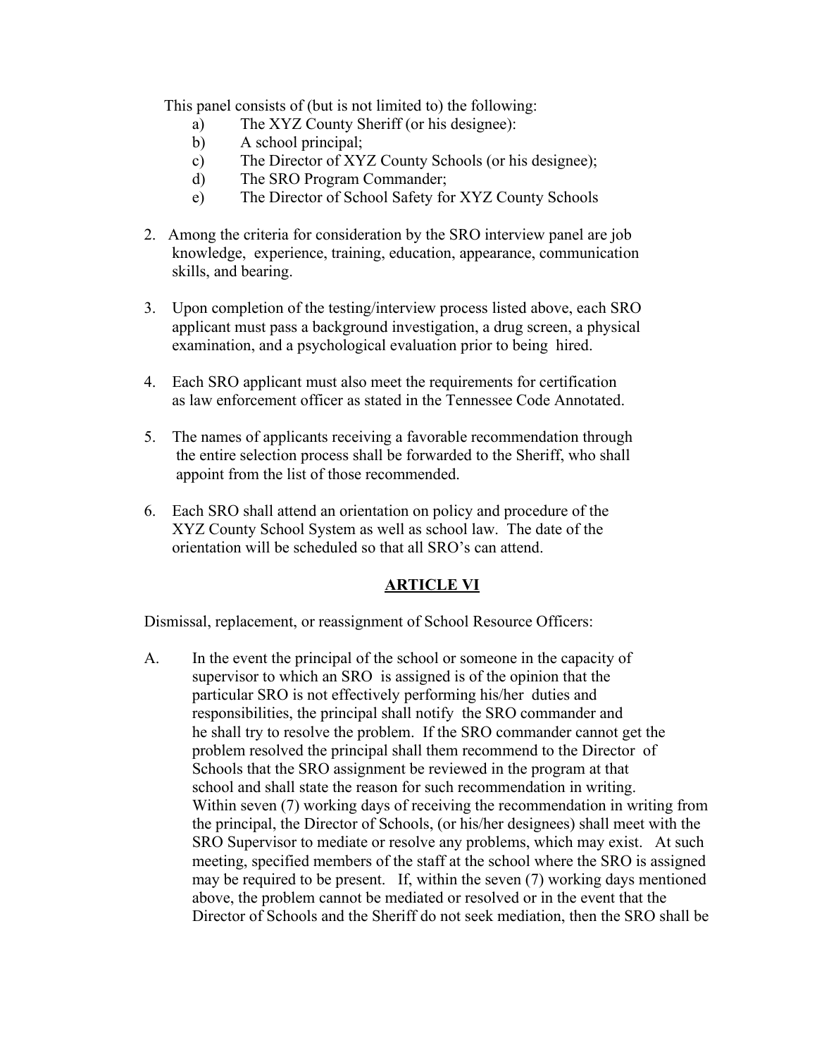This panel consists of (but is not limited to) the following:

a) The XYZ County Sheriff (or his designee):
b) A school principal;
c) The Director of XYZ County Schools (or his designee);
d) The SRO Program Commander;
e) The Director of School Safety for XYZ County Schools

2. Among the criteria for consideration by the SRO interview panel are job knowledge, experience, training, education, appearance, communication skills, and bearing.

3. Upon completion of the testing/interview process listed above, each SRO applicant must pass a background investigation, a drug screen, a physical examination, and a psychological evaluation prior to being hired.

4. Each SRO applicant must also meet the requirements for certification as law enforcement officer as stated in the Tennessee Code Annotated.

5. The names of applicants receiving a favorable recommendation through the entire selection process shall be forwarded to the Sheriff, who shall appoint from the list of those recommended.

6. Each SRO shall attend an orientation on policy and procedure of the XYZ County School System as well as school law. The date of the orientation will be scheduled so that all SRO's can attend.

## ARTICLE VI

Dismissal, replacement, or reassignment of School Resource Officers:

A. In the event the principal of the school or someone in the capacity of supervisor to which an SRO is assigned is of the opinion that the particular SRO is not effectively performing his/her duties and responsibilities, the principal shall notify the SRO commander and he shall try to resolve the problem. If the SRO commander cannot get the problem resolved the principal shall them recommend to the Director of Schools that the SRO assignment be reviewed in the program at that school and shall state the reason for such recommendation in writing. Within seven (7) working days of receiving the recommendation in writing from the principal, the Director of Schools, (or his/her designees) shall meet with the SRO Supervisor to mediate or resolve any problems, which may exist. At such meeting, specified members of the staff at the school where the SRO is assigned may be required to be present. If, within the seven (7) working days mentioned above, the problem cannot be mediated or resolved or in the event that the Director of Schools and the Sheriff do not seek mediation, then the SRO shall be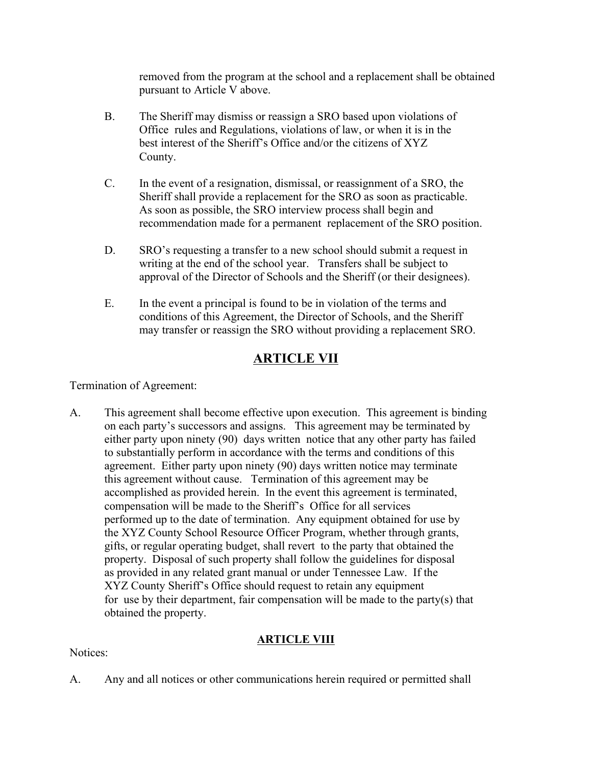removed from the program at the school and a replacement shall be obtained pursuant to Article V above.

B. The Sheriff may dismiss or reassign a SRO based upon violations of Office rules and Regulations, violations of law, or when it is in the best interest of the Sheriff's Office and/or the citizens of XYZ County.

C. In the event of a resignation, dismissal, or reassignment of a SRO, the Sheriff shall provide a replacement for the SRO as soon as practicable. As soon as possible, the SRO interview process shall begin and recommendation made for a permanent replacement of the SRO position.

D. SRO's requesting a transfer to a new school should submit a request in writing at the end of the school year. Transfers shall be subject to approval of the Director of Schools and the Sheriff (or their designees).

E. In the event a principal is found to be in violation of the terms and conditions of this Agreement, the Director of Schools, and the Sheriff may transfer or reassign the SRO without providing a replacement SRO.

## ARTICLE VII

Termination of Agreement:

A. This agreement shall become effective upon execution. This agreement is binding on each party's successors and assigns. This agreement may be terminated by either party upon ninety (90) days written notice that any other party has failed to substantially perform in accordance with the terms and conditions of this agreement. Either party upon ninety (90) days written notice may terminate this agreement without cause. Termination of this agreement may be accomplished as provided herein. In the event this agreement is terminated, compensation will be made to the Sheriff's Office for all services performed up to the date of termination. Any equipment obtained for use by the XYZ County School Resource Officer Program, whether through grants, gifts, or regular operating budget, shall revert to the party that obtained the property. Disposal of such property shall follow the guidelines for disposal as provided in any related grant manual or under Tennessee Law. If the XYZ County Sheriff's Office should request to retain any equipment for use by their department, fair compensation will be made to the party(s) that obtained the property.

## ARTICLE VIII

Notices:

A. Any and all notices or other communications herein required or permitted shall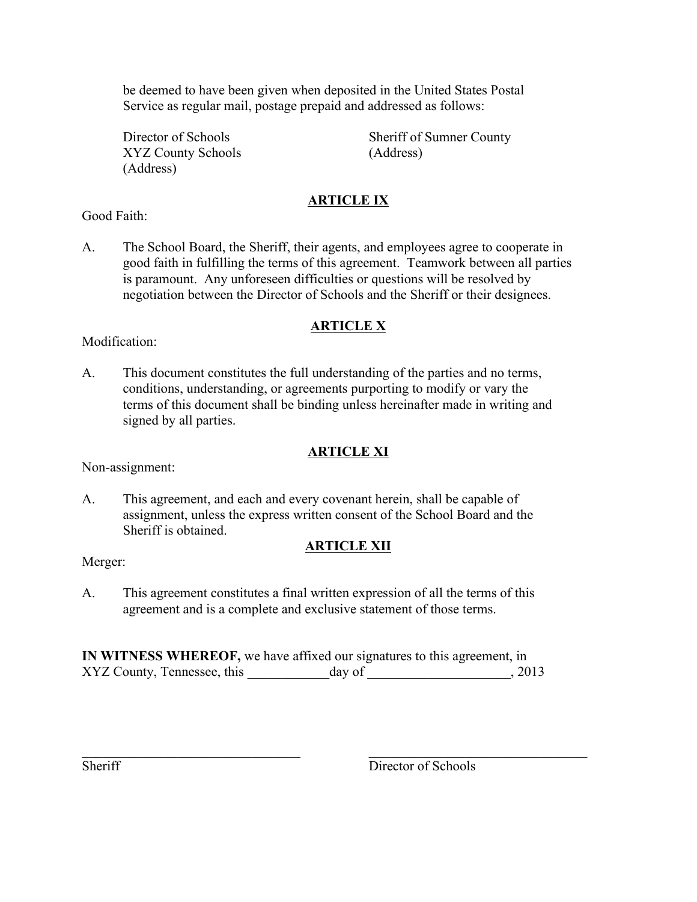be deemed to have been given when deposited in the United States Postal Service as regular mail, postage prepaid and addressed as follows:

Director of Schools
XYZ County Schools
(Address)

Sheriff of Sumner County
(Address)

## ARTICLE IX

Good Faith:

A. The School Board, the Sheriff, their agents, and employees agree to cooperate in good faith in fulfilling the terms of this agreement. Teamwork between all parties is paramount. Any unforeseen difficulties or questions will be resolved by negotiation between the Director of Schools and the Sheriff or their designees.

## ARTICLE X

Modification:

A. This document constitutes the full understanding of the parties and no terms, conditions, understanding, or agreements purporting to modify or vary the terms of this document shall be binding unless hereinafter made in writing and signed by all parties.

## ARTICLE XI

Non-assignment:

A. This agreement, and each and every covenant herein, shall be capable of assignment, unless the express written consent of the School Board and the Sheriff is obtained.

## ARTICLE XII

Merger:

A. This agreement constitutes a final written expression of all the terms of this agreement and is a complete and exclusive statement of those terms.

**IN WITNESS WHEREOF,** we have affixed our signatures to this agreement, in XYZ County, Tennessee, this ____________day of _____________________, 2013

________________________________
Sheriff

________________________________
Director of Schools